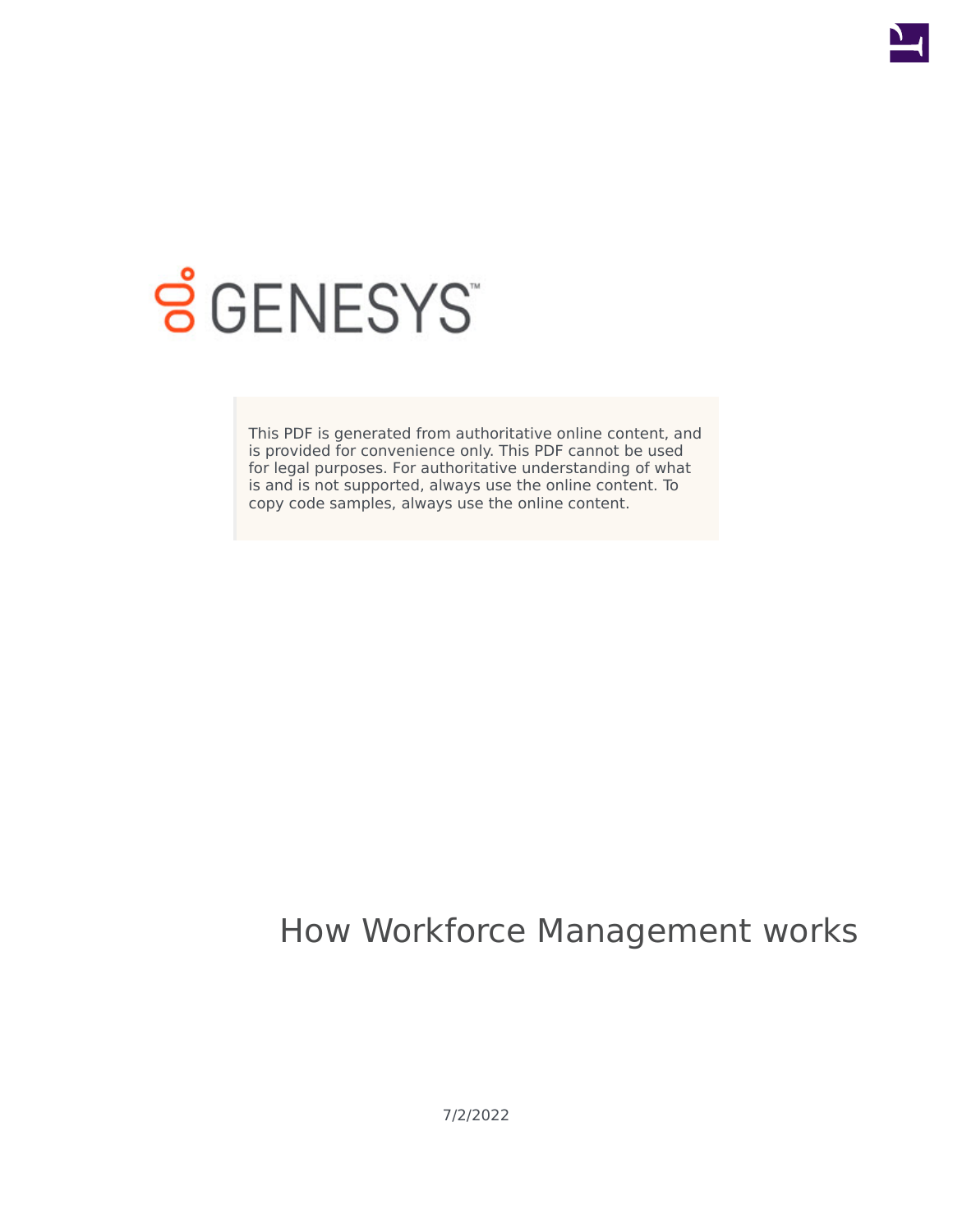GENESYS

This PDF is generated from authoritative online content, and is provided for convenience only. This PDF cannot be used for legal purposes. For authoritative understanding of what is and is not supported, always use the online content. To copy code samples, always use the online content.

# How Workforce Management works

7/2/2022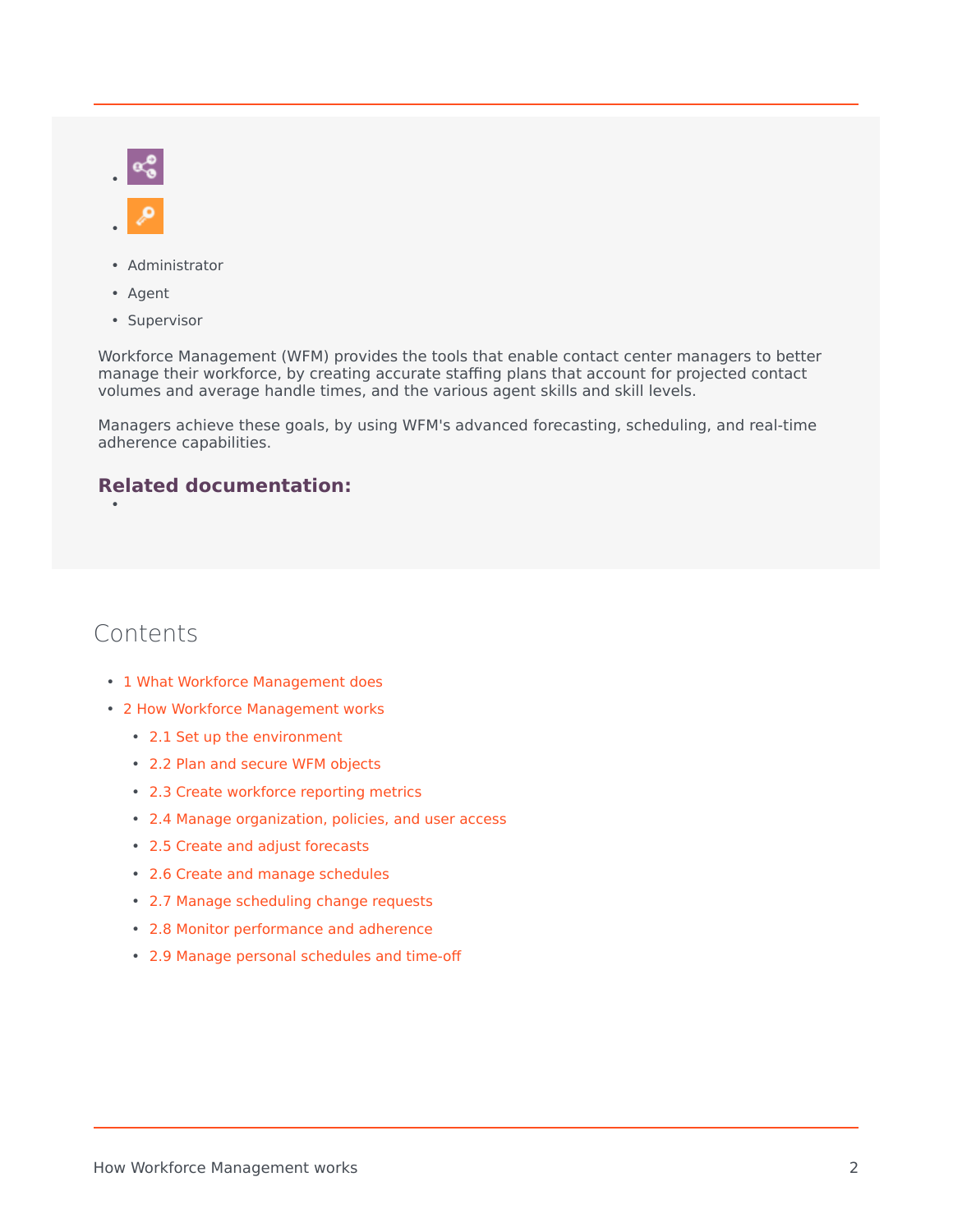- Administrator
- Agent
- Supervisor

Workforce Management (WFM) provides the tools that enable contact center managers to better manage their workforce, by creating accurate staffing plans that account for projected contact volumes and average handle times, and the various agent skills and skill levels.

Managers achieve these goals, by using WFM's advanced forecasting, scheduling, and real-time adherence capabilities.

### Related documentation:

## Contents

- 1 What Workforce Management does
- 2 How Workforce Management works
  - 2.1 Set up the environment
  - 2.2 Plan and secure WFM objects
  - 2.3 Create workforce reporting metrics
  - 2.4 Manage organization, policies, and user access
  - 2.5 Create and adjust forecasts
  - 2.6 Create and manage schedules
  - 2.7 Manage scheduling change requests
  - 2.8 Monitor performance and adherence
  - 2.9 Manage personal schedules and time-off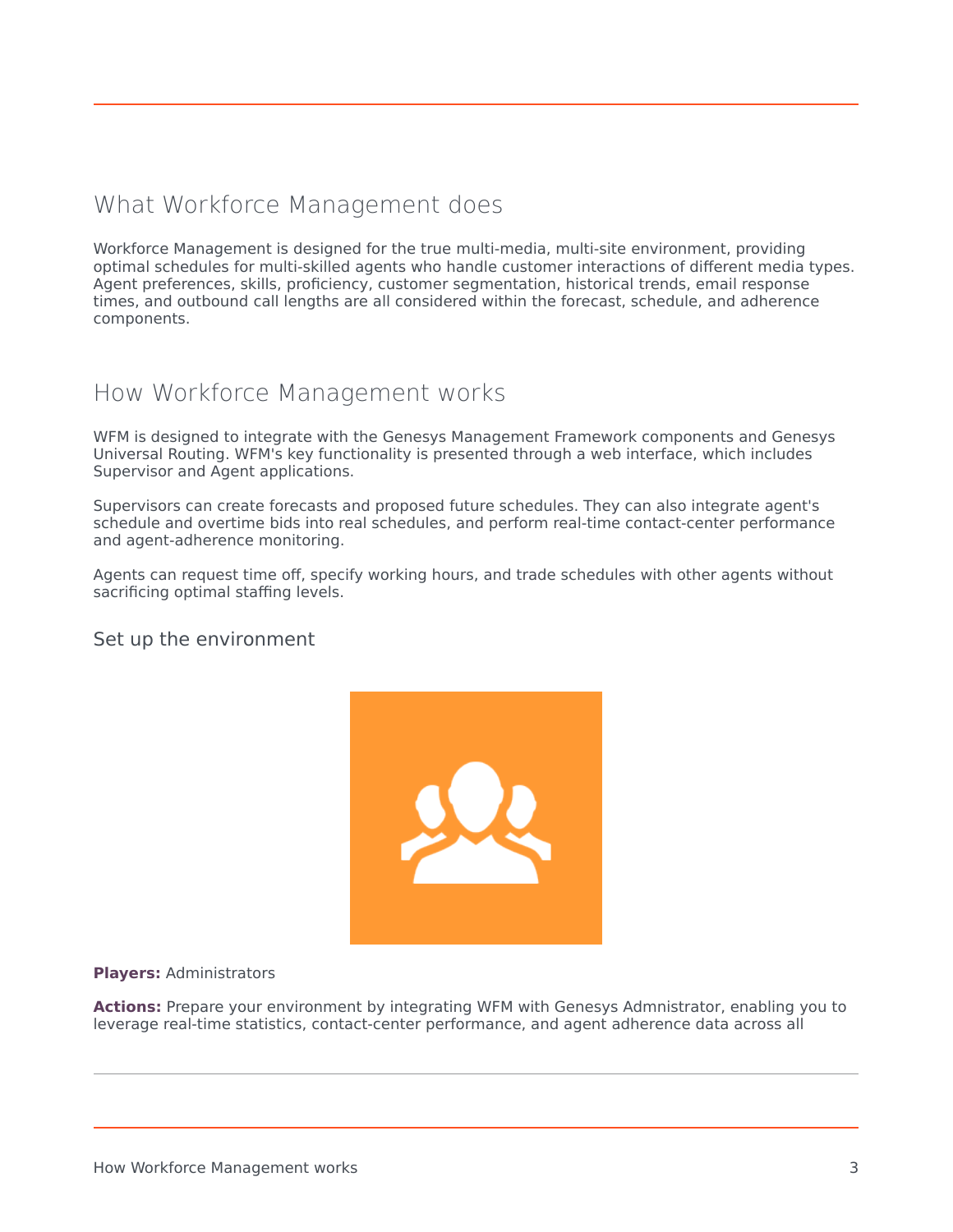## What Workforce Management does

Workforce Management is designed for the true multi-media, multi-site environment, providing optimal schedules for multi-skilled agents who handle customer interactions of different media types. Agent preferences, skills, proficiency, customer segmentation, historical trends, email response times, and outbound call lengths are all considered within the forecast, schedule, and adherence components.

## How Workforce Management works

WFM is designed to integrate with the Genesys Management Framework components and Genesys Universal Routing. WFM's key functionality is presented through a web interface, which includes Supervisor and Agent applications.

Supervisors can create forecasts and proposed future schedules. They can also integrate agent's schedule and overtime bids into real schedules, and perform real-time contact-center performance and agent-adherence monitoring.

Agents can request time off, specify working hours, and trade schedules with other agents without sacrificing optimal staffing levels.

### Set up the environment

**Players:** Administrators

**Actions:** Prepare your environment by integrating WFM with Genesys Admnistrator, enabling you to leverage real-time statistics, contact-center performance, and agent adherence data across all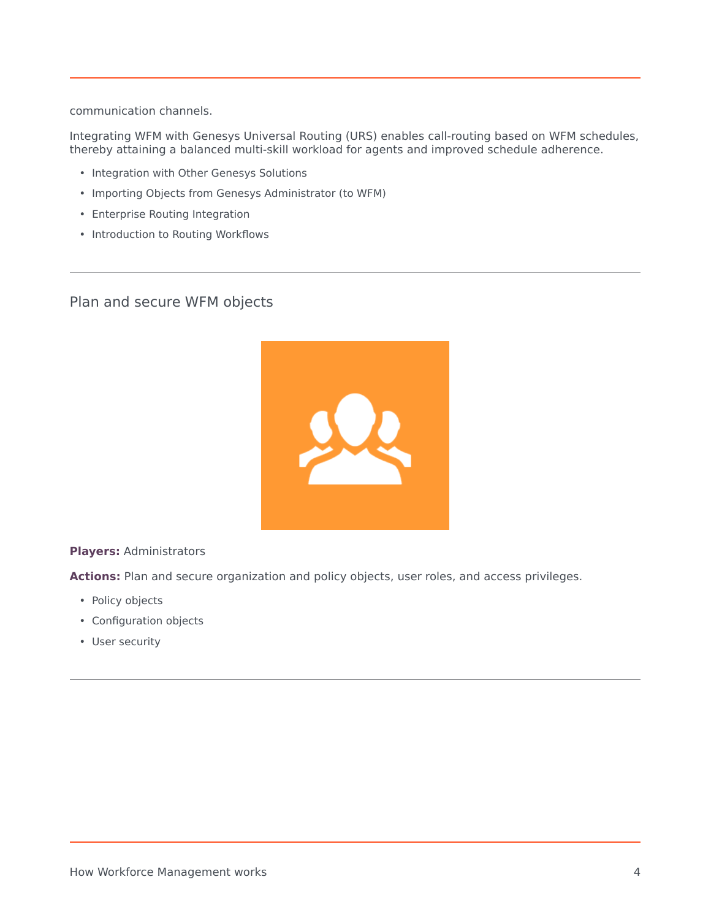communication channels.

Integrating WFM with Genesys Universal Routing (URS) enables call-routing based on WFM schedules, thereby attaining a balanced multi-skill workload for agents and improved schedule adherence.

- Integration with Other Genesys Solutions
- Importing Objects from Genesys Administrator (to WFM)
- Enterprise Routing Integration
- Introduction to Routing Workflows

---

## Plan and secure WFM objects

**Players:** Administrators

**Actions:** Plan and secure organization and policy objects, user roles, and access privileges.

- Policy objects
- Configuration objects
- User security

---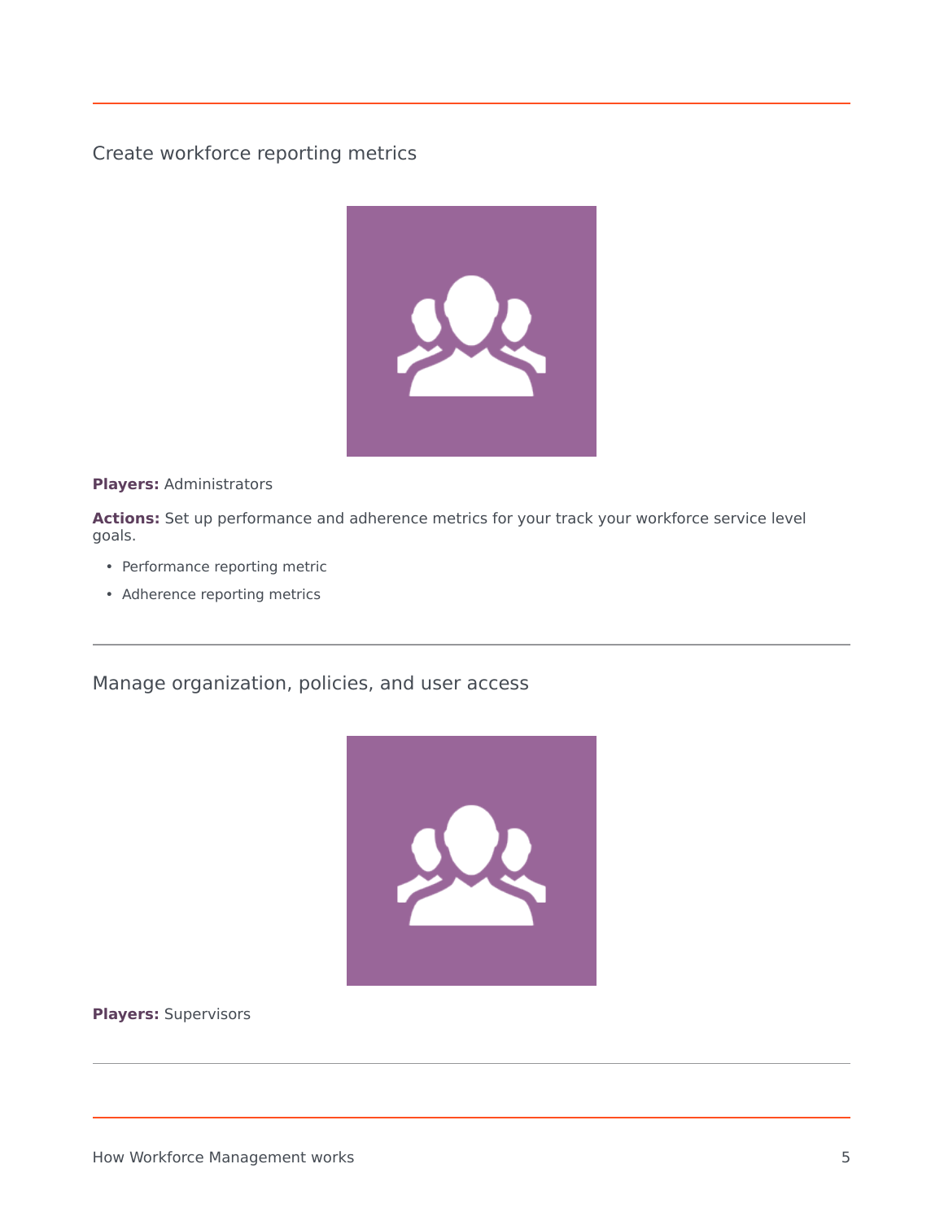## Create workforce reporting metrics

**Players:** Administrators

**Actions:** Set up performance and adherence metrics for your track your workforce service level goals.

- Performance reporting metric
- Adherence reporting metrics

---

## Manage organization, policies, and user access

**Players:** Supervisors

---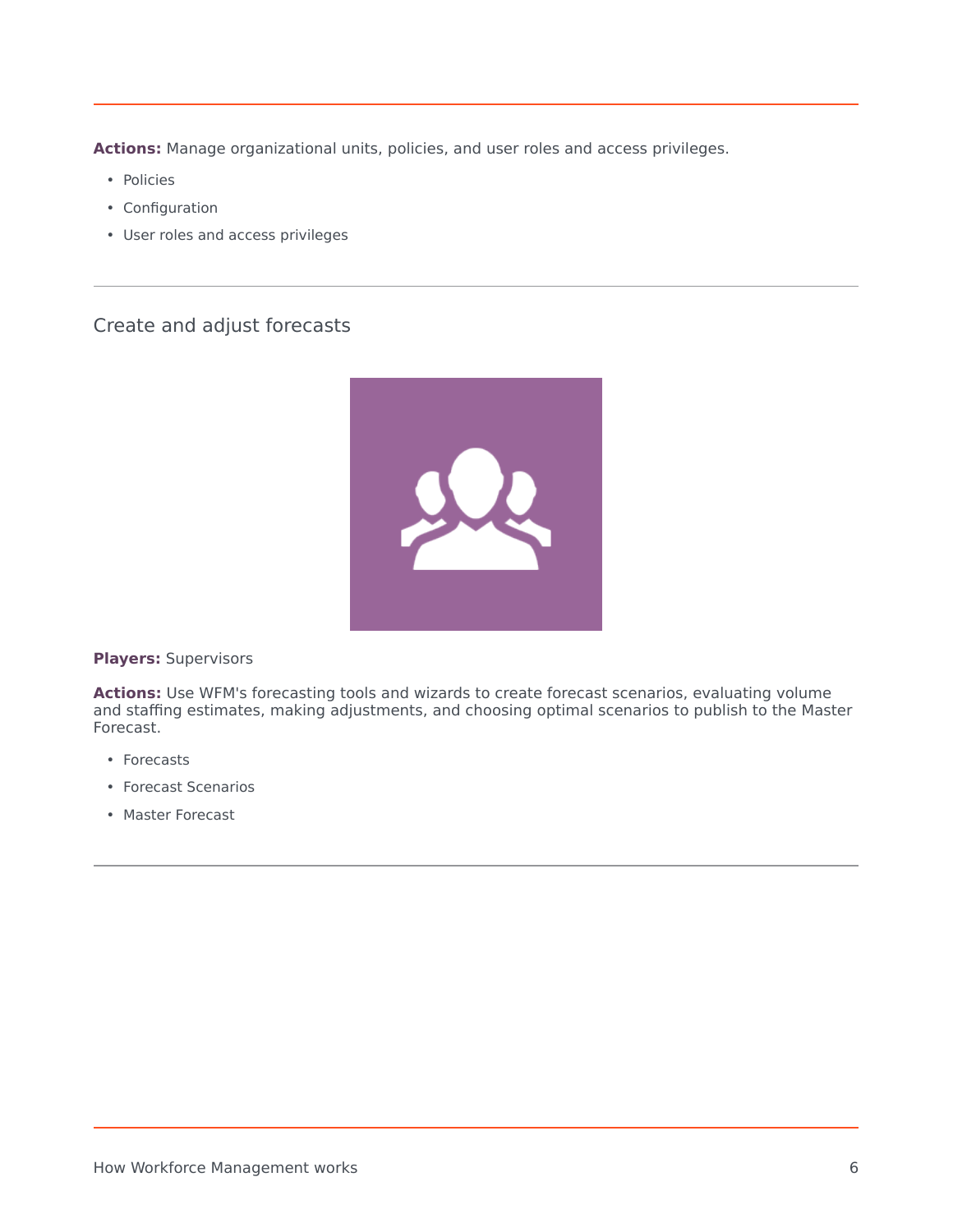**Actions:** Manage organizational units, policies, and user roles and access privileges.

- Policies
- Configuration
- User roles and access privileges

---

## Create and adjust forecasts

**Players:** Supervisors

**Actions:** Use WFM's forecasting tools and wizards to create forecast scenarios, evaluating volume and staffing estimates, making adjustments, and choosing optimal scenarios to publish to the Master Forecast.

- Forecasts
- Forecast Scenarios
- Master Forecast

---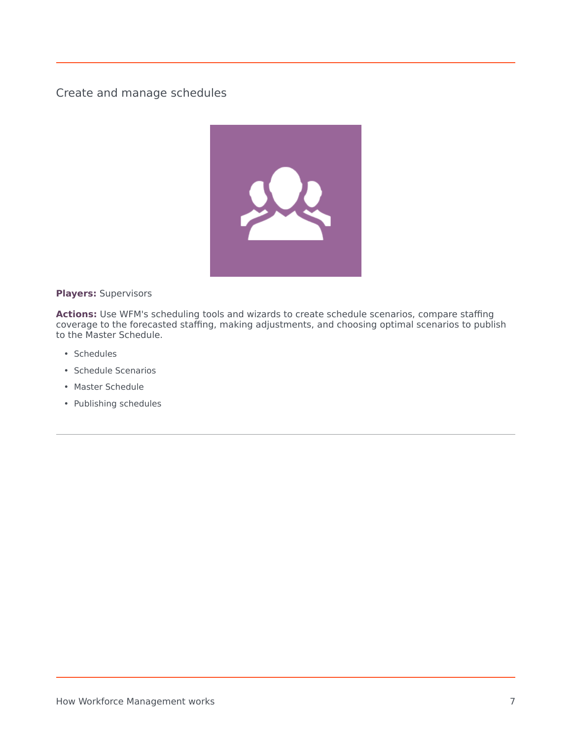## Create and manage schedules

**Players:** Supervisors

**Actions:** Use WFM's scheduling tools and wizards to create schedule scenarios, compare staffing coverage to the forecasted staffing, making adjustments, and choosing optimal scenarios to publish to the Master Schedule.

- Schedules
- Schedule Scenarios
- Master Schedule
- Publishing schedules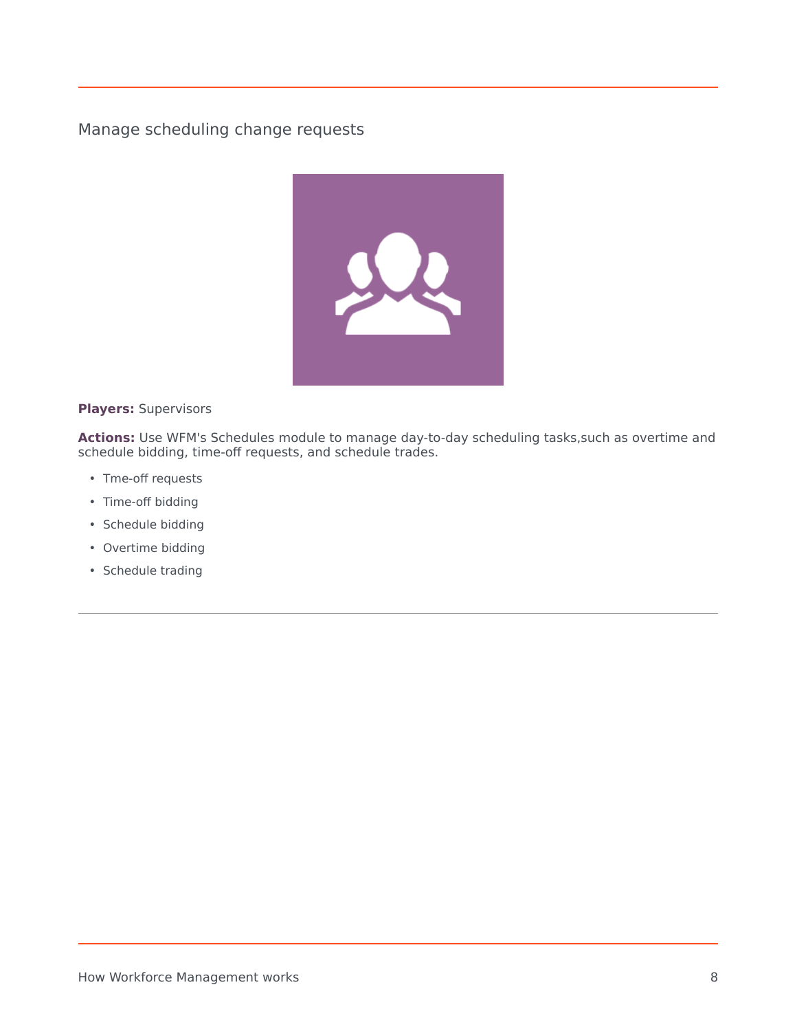## Manage scheduling change requests

**Players:** Supervisors

**Actions:** Use WFM's Schedules module to manage day-to-day scheduling tasks,such as overtime and schedule bidding, time-off requests, and schedule trades.

- Tme-off requests
- Time-off bidding
- Schedule bidding
- Overtime bidding
- Schedule trading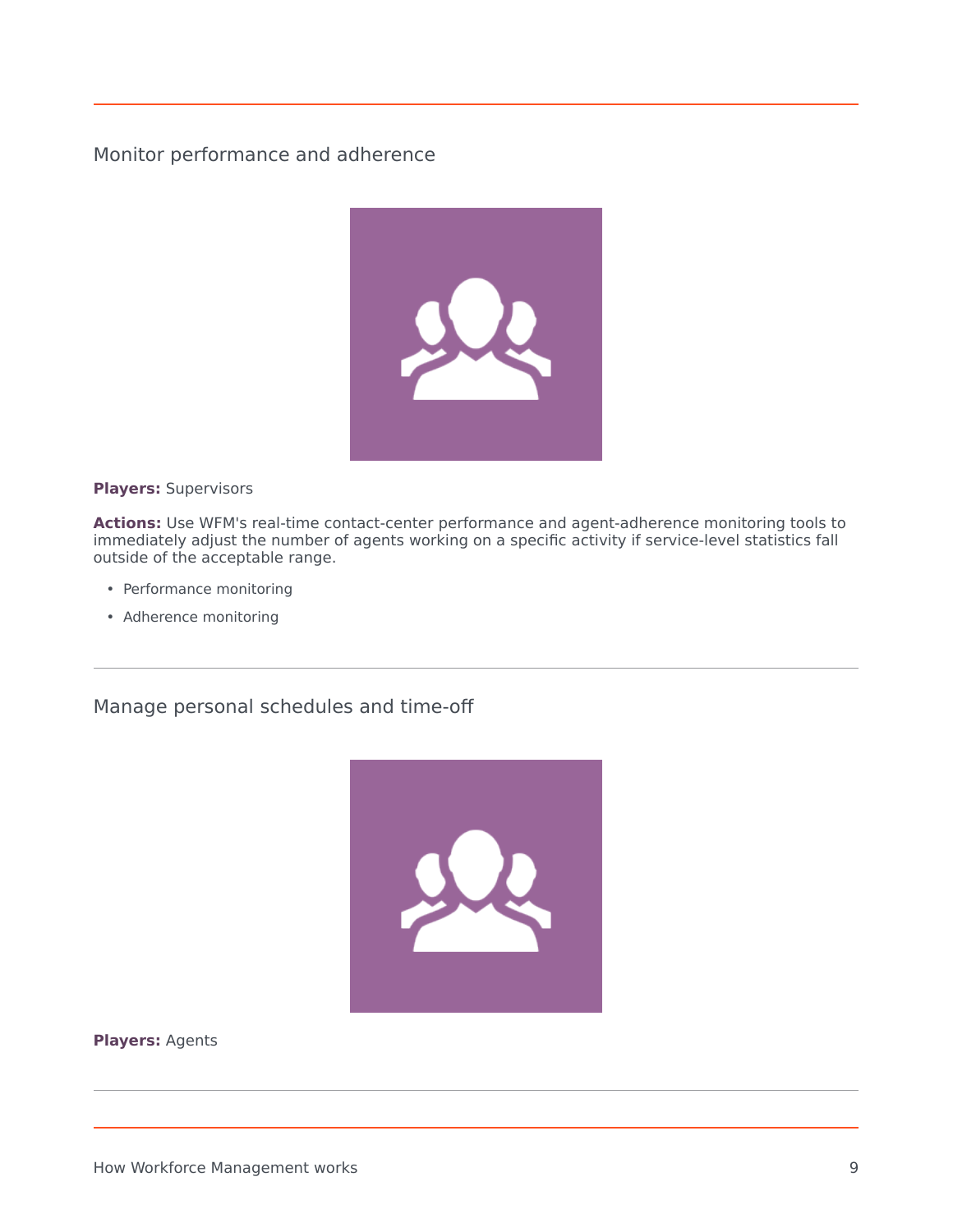## Monitor performance and adherence

**Players:** Supervisors

**Actions:** Use WFM's real-time contact-center performance and agent-adherence monitoring tools to immediately adjust the number of agents working on a specific activity if service-level statistics fall outside of the acceptable range.

- Performance monitoring
- Adherence monitoring

## Manage personal schedules and time-off

**Players:** Agents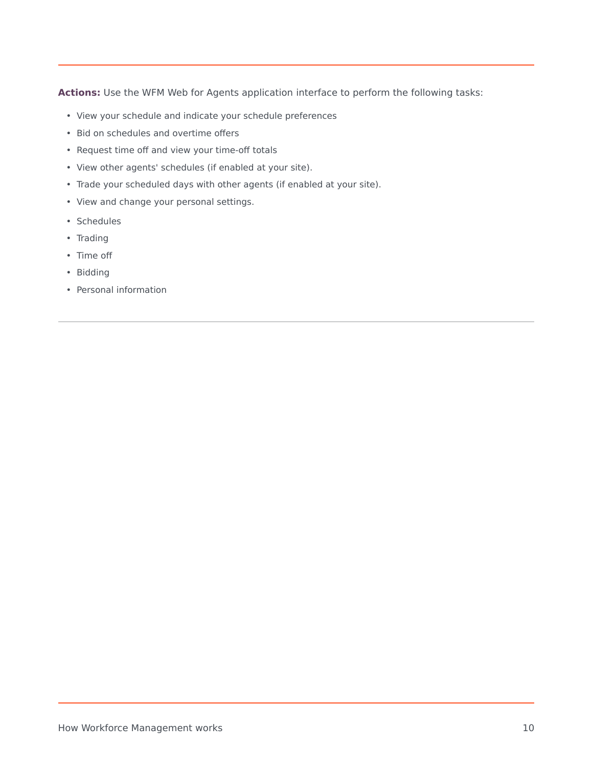**Actions:** Use the WFM Web for Agents application interface to perform the following tasks:

- View your schedule and indicate your schedule preferences
- Bid on schedules and overtime offers
- Request time off and view your time-off totals
- View other agents' schedules (if enabled at your site).
- Trade your scheduled days with other agents (if enabled at your site).
- View and change your personal settings.

- Schedules
- Trading
- Time off
- Bidding
- Personal information